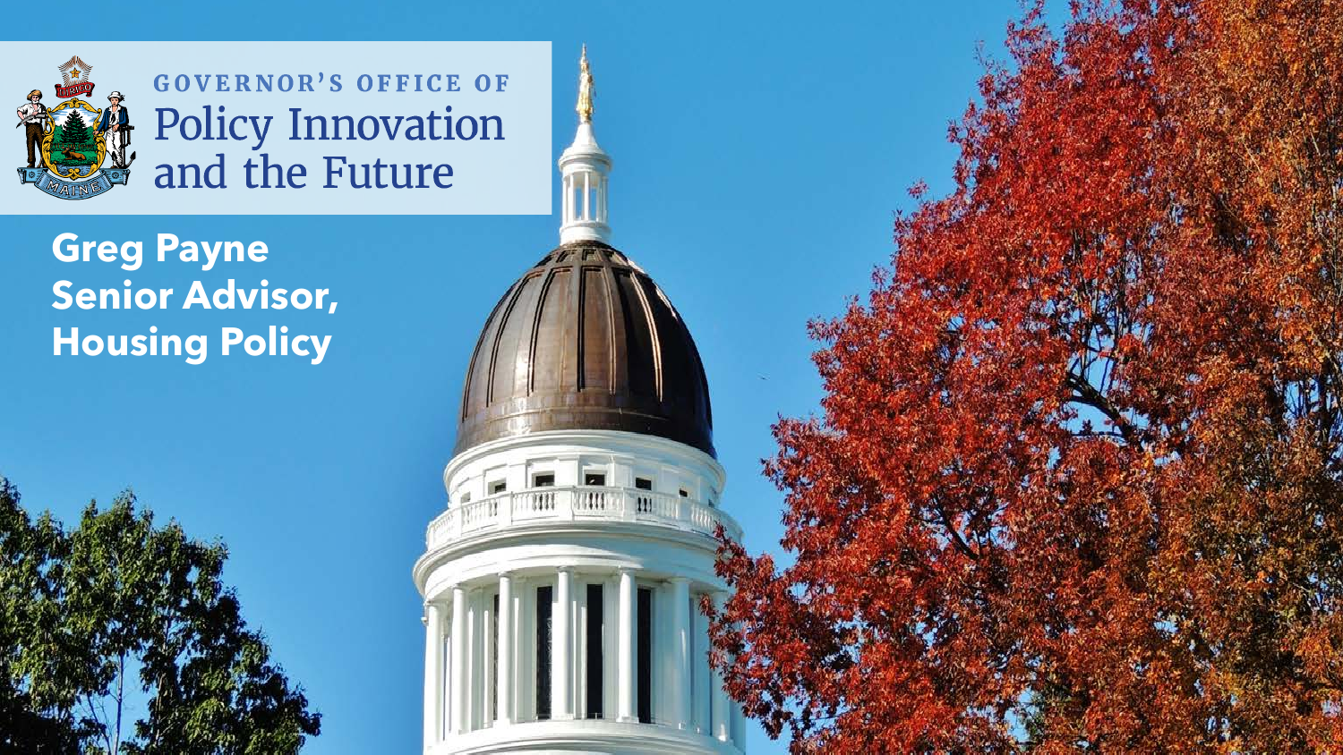GOVERNOR'S OFFICE OF

# Policy Innovation and the Future

**Greg Payne**
**Senior Advisor, Housing Policy**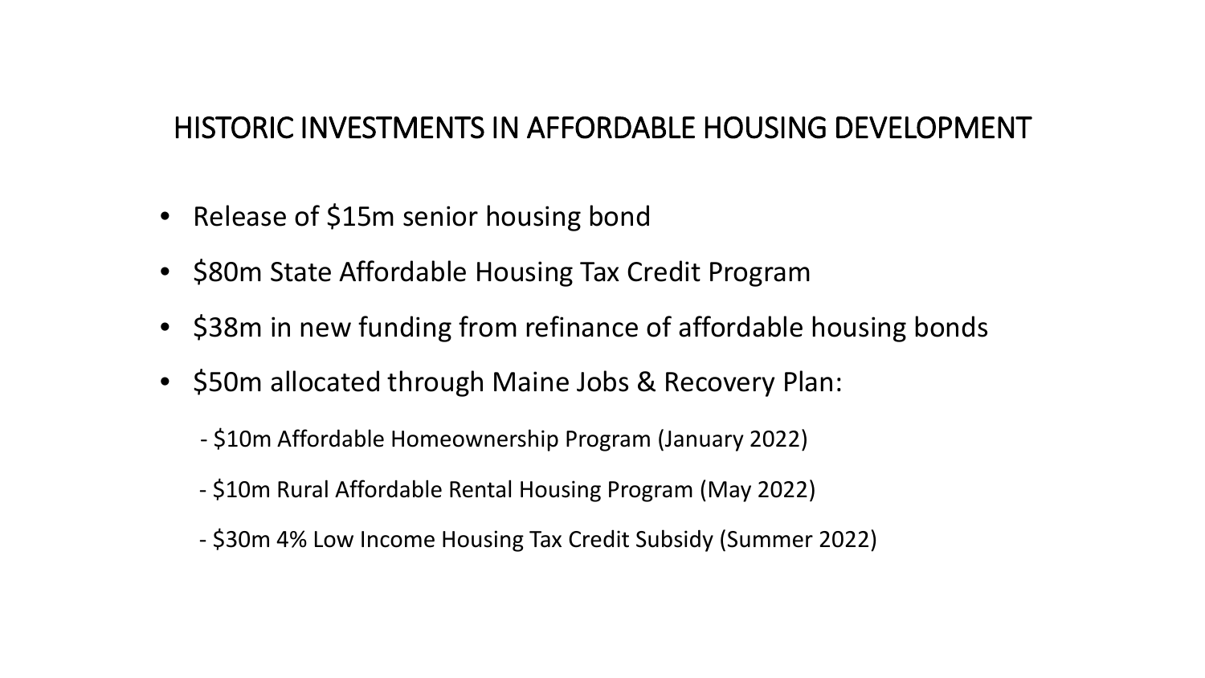## HISTORIC INVESTMENTS IN AFFORDABLE HOUSING DEVELOPMENT

- Release of $15m senior housing bond
- $80m State Affordable Housing Tax Credit Program
- $38m in new funding from refinance of affordable housing bonds
- $50m allocated through Maine Jobs & Recovery Plan:
  - $10m Affordable Homeownership Program (January 2022)
  - $10m Rural Affordable Rental Housing Program (May 2022)
  - $30m 4% Low Income Housing Tax Credit Subsidy (Summer 2022)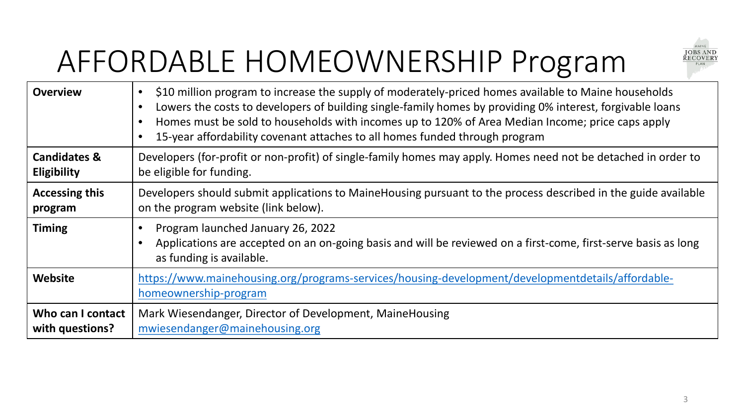# AFFORDABLE HOMEOWNERSHIP Program

| | |
|---|---|
| **Overview** | • $10 million program to increase the supply of moderately-priced homes available to Maine households<br>• Lowers the costs to developers of building single-family homes by providing 0% interest, forgivable loans<br>• Homes must be sold to households with incomes up to 120% of Area Median Income; price caps apply<br>• 15-year affordability covenant attaches to all homes funded through program |
| **Candidates & Eligibility** | Developers (for-profit or non-profit) of single-family homes may apply. Homes need not be detached in order to be eligible for funding. |
| **Accessing this program** | Developers should submit applications to MaineHousing pursuant to the process described in the guide available on the program website (link below). |
| **Timing** | • Program launched January 26, 2022<br>• Applications are accepted on an on-going basis and will be reviewed on a first-come, first-serve basis as long as funding is available. |
| **Website** | https://www.mainehousing.org/programs-services/housing-development/developmentdetails/affordable-homeownership-program |
| **Who can I contact with questions?** | Mark Wiesendanger, Director of Development, MaineHousing<br>mwiesendanger@mainehousing.org |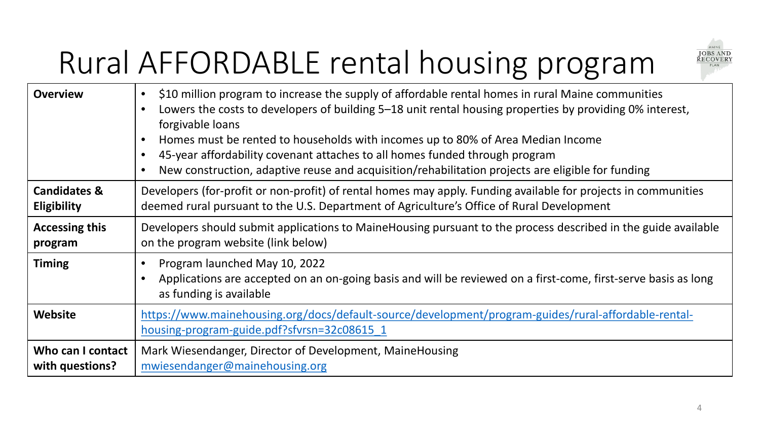# Rural AFFORDABLE rental housing program

| | |
|---|---|
| **Overview** | • $10 million program to increase the supply of affordable rental homes in rural Maine communities<br>• Lowers the costs to developers of building 5–18 unit rental housing properties by providing 0% interest, forgivable loans<br>• Homes must be rented to households with incomes up to 80% of Area Median Income<br>• 45-year affordability covenant attaches to all homes funded through program<br>• New construction, adaptive reuse and acquisition/rehabilitation projects are eligible for funding |
| **Candidates & Eligibility** | Developers (for-profit or non-profit) of rental homes may apply. Funding available for projects in communities deemed rural pursuant to the U.S. Department of Agriculture's Office of Rural Development |
| **Accessing this program** | Developers should submit applications to MaineHousing pursuant to the process described in the guide available on the program website (link below) |
| **Timing** | • Program launched May 10, 2022<br>• Applications are accepted on an on-going basis and will be reviewed on a first-come, first-serve basis as long as funding is available |
| **Website** | https://www.mainehousing.org/docs/default-source/development/program-guides/rural-affordable-rental-housing-program-guide.pdf?sfvrsn=32c08615_1 |
| **Who can I contact with questions?** | Mark Wiesendanger, Director of Development, MaineHousing<br>mwiesendanger@mainehousing.org |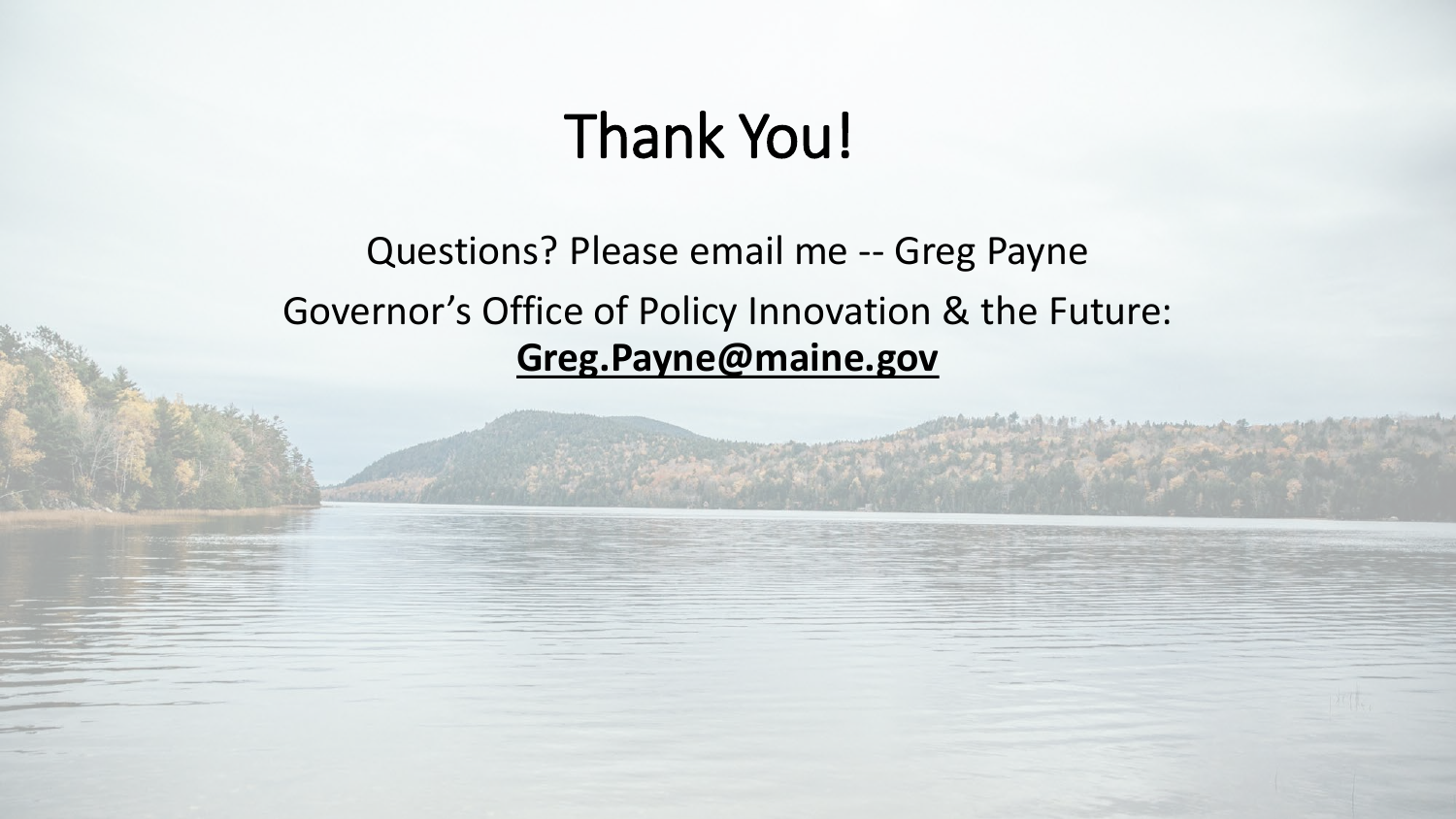# Thank You!

Questions? Please email me -- Greg Payne

Governor's Office of Policy Innovation & the Future:

**Greg.Payne@maine.gov**